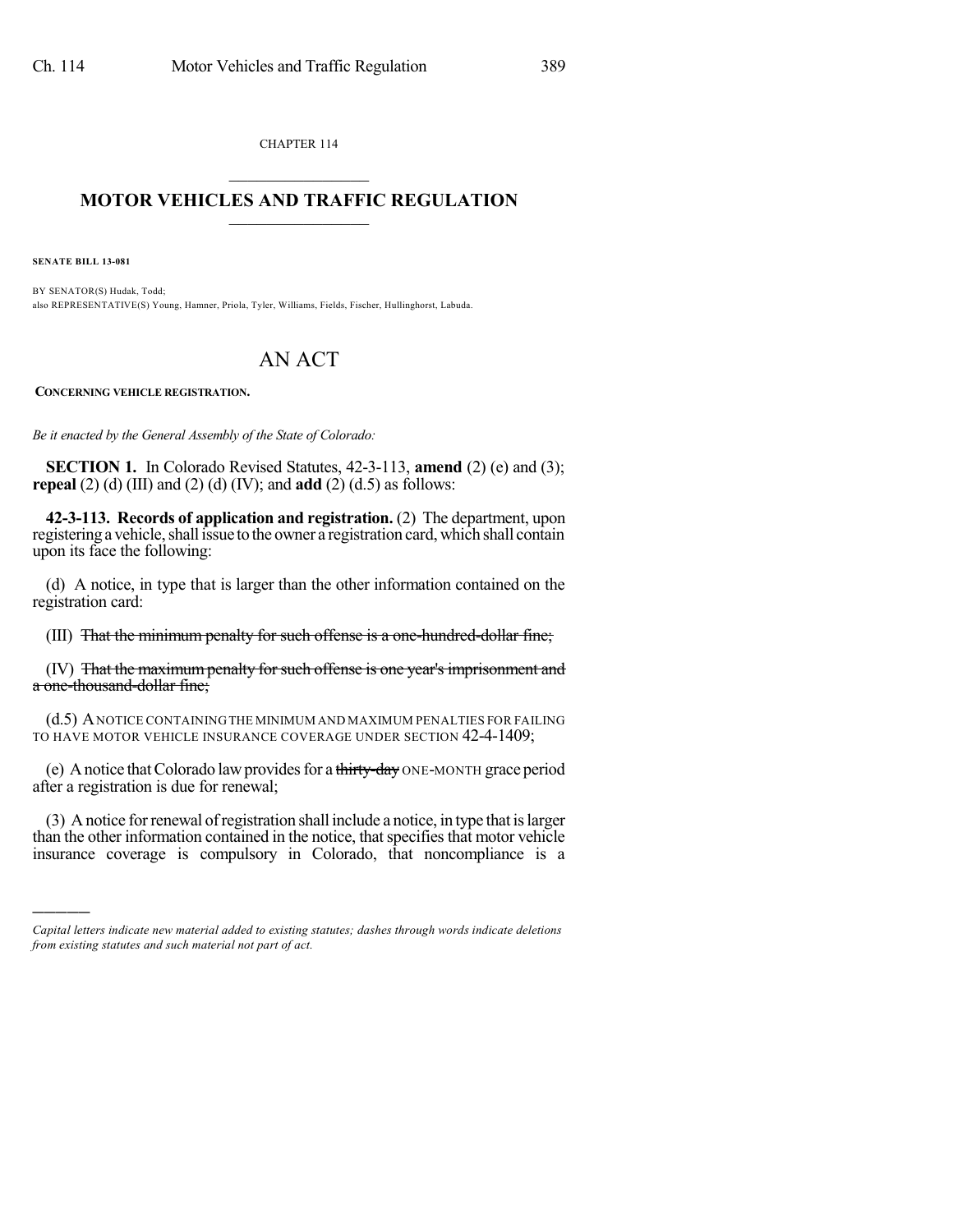CHAPTER 114

# MOTOR VEHICLES AND TRAFFIC REGULATION

**SENATE BILL 13-081**

BY SENATOR(S) Hudak, Todd;
also REPRESENTATIVE(S) Young, Hamner, Priola, Tyler, Williams, Fields, Fischer, Hullinghorst, Labuda.

# AN ACT

**CONCERNING VEHICLE REGISTRATION.**

*Be it enacted by the General Assembly of the State of Colorado:*

**SECTION 1.** In Colorado Revised Statutes, 42-3-113, **amend** (2) (e) and (3); **repeal** (2) (d) (III) and (2) (d) (IV); and **add** (2) (d.5) as follows:

**42-3-113. Records of application and registration.** (2) The department, upon registering a vehicle, shall issue to the owner a registration card, which shall contain upon its face the following:

(d) A notice, in type that is larger than the other information contained on the registration card:

(III) ~~That the minimum penalty for such offense is a one-hundred-dollar fine;~~

(IV) ~~That the maximum penalty for such offense is one year's imprisonment and a one-thousand-dollar fine;~~

(d.5) A NOTICE CONTAINING THE MINIMUM AND MAXIMUM PENALTIES FOR FAILING TO HAVE MOTOR VEHICLE INSURANCE COVERAGE UNDER SECTION 42-4-1409;

(e) A notice that Colorado law provides for a ~~thirty-day~~ ONE-MONTH grace period after a registration is due for renewal;

(3) A notice for renewal of registration shall include a notice, in type that is larger than the other information contained in the notice, that specifies that motor vehicle insurance coverage is compulsory in Colorado, that noncompliance is a

---

*Capital letters indicate new material added to existing statutes; dashes through words indicate deletions from existing statutes and such material not part of act.*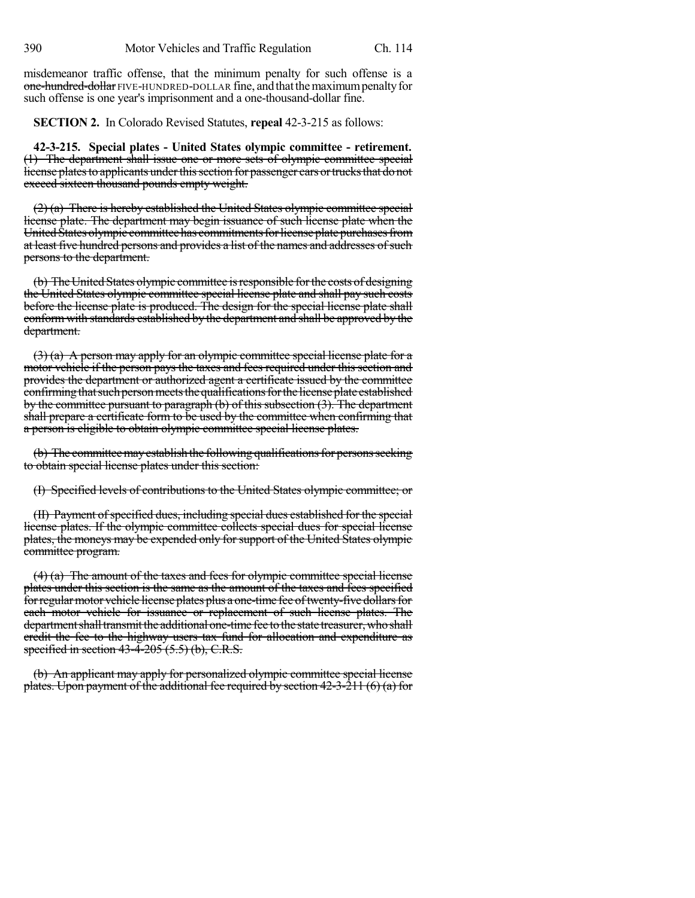misdemeanor traffic offense, that the minimum penalty for such offense is a ~~one-hundred-dollar~~ FIVE-HUNDRED-DOLLAR fine, and that the maximum penalty for such offense is one year's imprisonment and a one-thousand-dollar fine.

**SECTION 2.** In Colorado Revised Statutes, **repeal** 42-3-215 as follows:

**42-3-215. Special plates - United States olympic committee - retirement.** ~~(1) The department shall issue one or more sets of olympic committee special license plates to applicants under this section for passenger cars or trucks that do not exceed sixteen thousand pounds empty weight.~~

~~(2) (a) There is hereby established the United States olympic committee special license plate. The department may begin issuance of such license plate when the United States olympic committee has commitments for license plate purchases from at least five hundred persons and provides a list of the names and addresses of such persons to the department.~~

~~(b) The United States olympic committee is responsible for the costs of designing the United States olympic committee special license plate and shall pay such costs before the license plate is produced. The design for the special license plate shall conform with standards established by the department and shall be approved by the department.~~

~~(3) (a) A person may apply for an olympic committee special license plate for a motor vehicle if the person pays the taxes and fees required under this section and provides the department or authorized agent a certificate issued by the committee confirming that such person meets the qualifications for the license plate established by the committee pursuant to paragraph (b) of this subsection (3). The department shall prepare a certificate form to be used by the committee when confirming that a person is eligible to obtain olympic committee special license plates.~~

~~(b) The committee may establish the following qualifications for persons seeking to obtain special license plates under this section:~~

~~(I) Specified levels of contributions to the United States olympic committee; or~~

~~(II) Payment of specified dues, including special dues established for the special license plates. If the olympic committee collects special dues for special license plates, the moneys may be expended only for support of the United States olympic committee program.~~

~~(4) (a) The amount of the taxes and fees for olympic committee special license plates under this section is the same as the amount of the taxes and fees specified for regular motor vehicle license plates plus a one-time fee of twenty-five dollars for each motor vehicle for issuance or replacement of such license plates. The department shall transmit the additional one-time fee to the state treasurer, who shall credit the fee to the highway users tax fund for allocation and expenditure as specified in section 43-4-205 (5.5) (b), C.R.S.~~

~~(b) An applicant may apply for personalized olympic committee special license plates. Upon payment of the additional fee required by section 42-3-211 (6) (a) for~~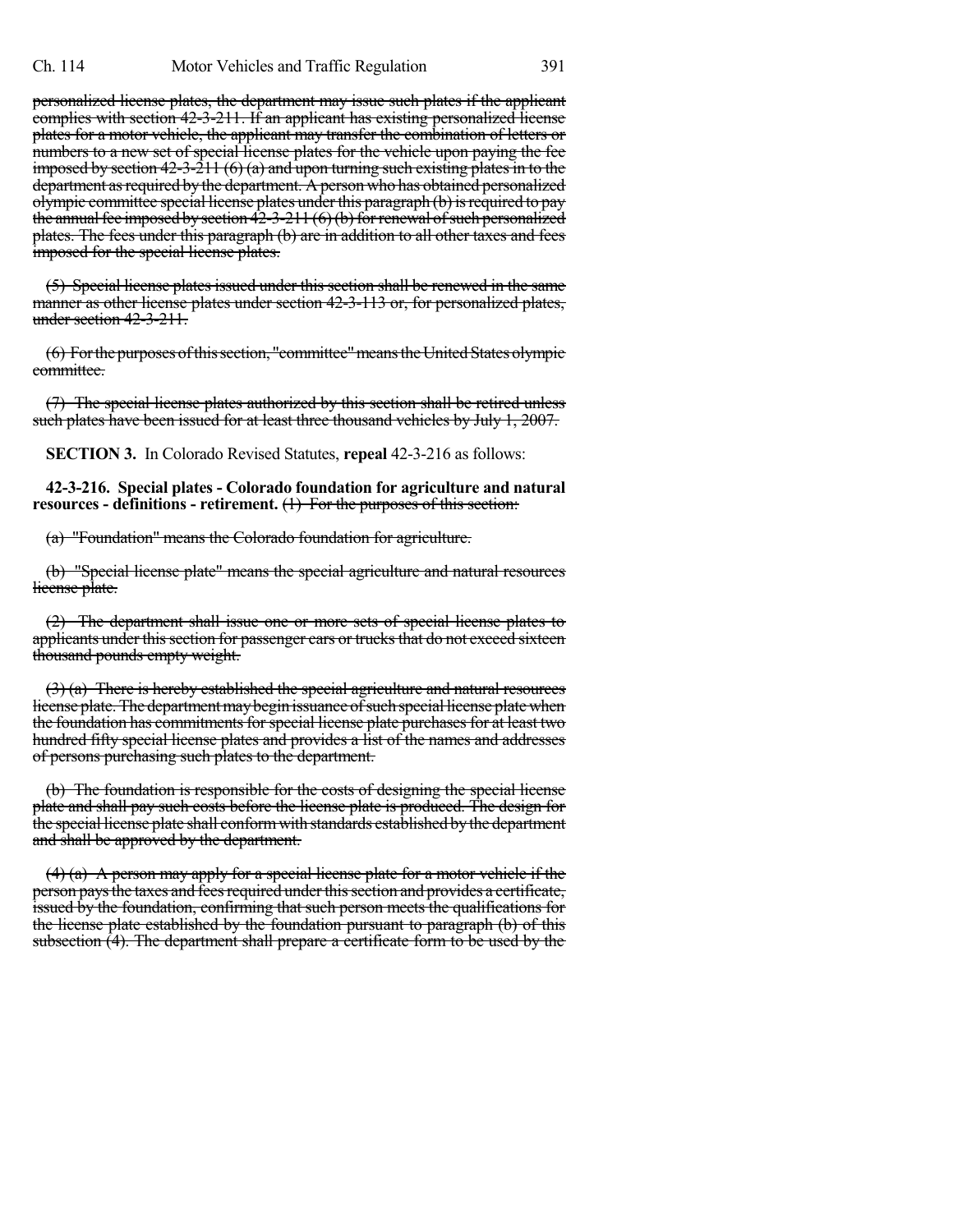~~personalized license plates, the department may issue such plates if the applicant complies with section 42-3-211. If an applicant has existing personalized license plates for a motor vehicle, the applicant may transfer the combination of letters or numbers to a new set of special license plates for the vehicle upon paying the fee imposed by section 42-3-211 (6) (a) and upon turning such existing plates in to the department as required by the department. A person who has obtained personalized olympic committee special license plates under this paragraph (b) is required to pay the annual fee imposed by section 42-3-211 (6) (b) for renewal of such personalized plates. The fees under this paragraph (b) are in addition to all other taxes and fees imposed for the special license plates.~~

~~(5) Special license plates issued under this section shall be renewed in the same manner as other license plates under section 42-3-113 or, for personalized plates, under section 42-3-211.~~

~~(6) For the purposes of this section, "committee" means the United States olympic committee.~~

~~(7) The special license plates authorized by this section shall be retired unless such plates have been issued for at least three thousand vehicles by July 1, 2007.~~

**SECTION 3.** In Colorado Revised Statutes, **repeal** 42-3-216 as follows:

**42-3-216. Special plates - Colorado foundation for agriculture and natural resources - definitions - retirement.** ~~(1) For the purposes of this section:~~

~~(a) "Foundation" means the Colorado foundation for agriculture.~~

~~(b) "Special license plate" means the special agriculture and natural resources license plate.~~

~~(2) The department shall issue one or more sets of special license plates to applicants under this section for passenger cars or trucks that do not exceed sixteen thousand pounds empty weight.~~

~~(3) (a) There is hereby established the special agriculture and natural resources license plate. The department may begin issuance of such special license plate when the foundation has commitments for special license plate purchases for at least two hundred fifty special license plates and provides a list of the names and addresses of persons purchasing such plates to the department.~~

~~(b) The foundation is responsible for the costs of designing the special license plate and shall pay such costs before the license plate is produced. The design for the special license plate shall conform with standards established by the department and shall be approved by the department.~~

~~(4) (a) A person may apply for a special license plate for a motor vehicle if the person pays the taxes and fees required under this section and provides a certificate, issued by the foundation, confirming that such person meets the qualifications for the license plate established by the foundation pursuant to paragraph (b) of this subsection (4). The department shall prepare a certificate form to be used by the~~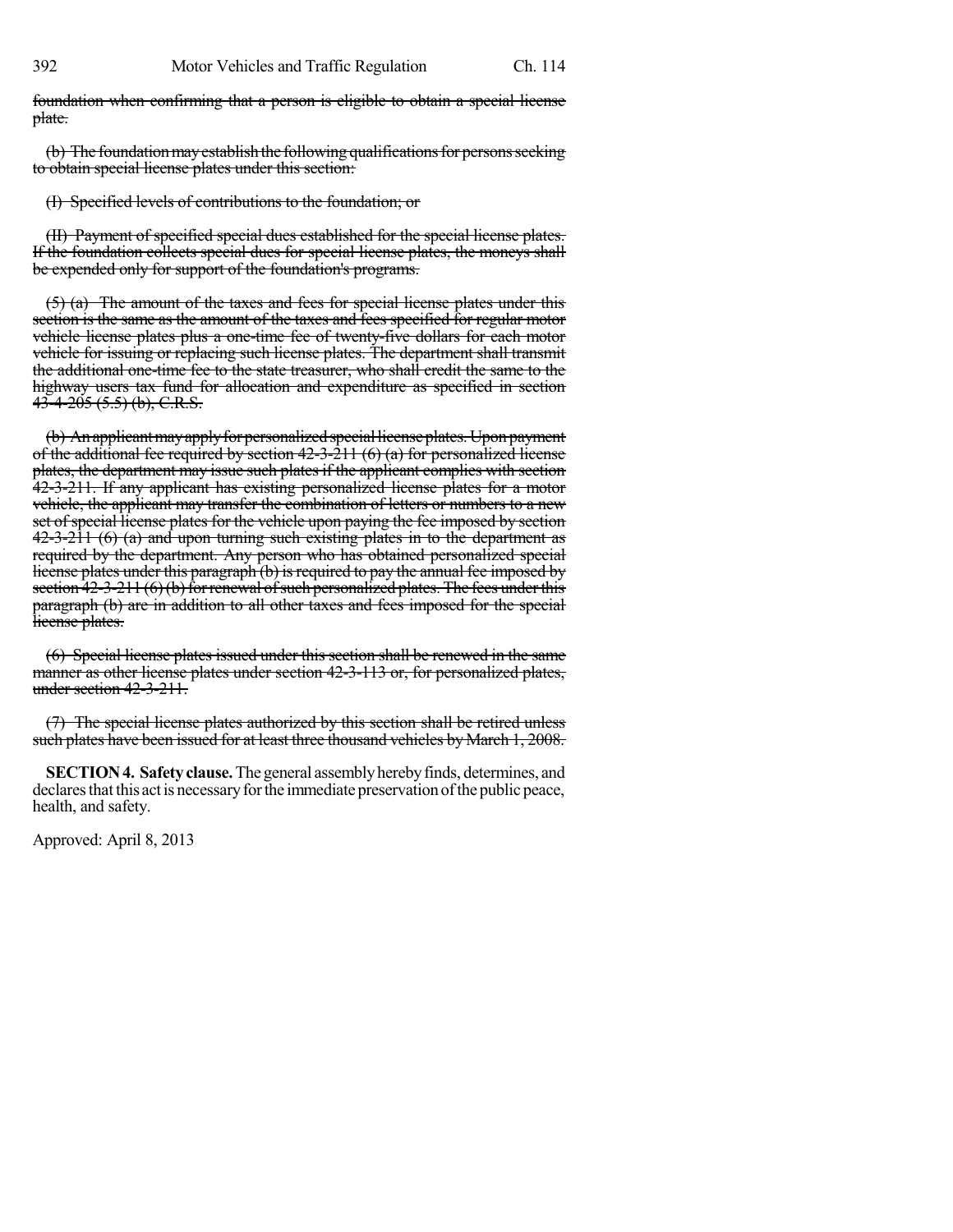~~foundation when confirming that a person is eligible to obtain a special license plate.~~

~~(b) The foundation may establish the following qualifications for persons seeking to obtain special license plates under this section:~~

~~(I) Specified levels of contributions to the foundation; or~~

~~(II) Payment of specified special dues established for the special license plates. If the foundation collects special dues for special license plates, the moneys shall be expended only for support of the foundation's programs.~~

~~(5) (a) The amount of the taxes and fees for special license plates under this section is the same as the amount of the taxes and fees specified for regular motor vehicle license plates plus a one-time fee of twenty-five dollars for each motor vehicle for issuing or replacing such license plates. The department shall transmit the additional one-time fee to the state treasurer, who shall credit the same to the highway users tax fund for allocation and expenditure as specified in section 43-4-205 (5.5) (b), C.R.S.~~

~~(b) An applicant may apply for personalized special license plates. Upon payment of the additional fee required by section 42-3-211 (6) (a) for personalized license plates, the department may issue such plates if the applicant complies with section 42-3-211. If any applicant has existing personalized license plates for a motor vehicle, the applicant may transfer the combination of letters or numbers to a new set of special license plates for the vehicle upon paying the fee imposed by section 42-3-211 (6) (a) and upon turning such existing plates in to the department as required by the department. Any person who has obtained personalized special license plates under this paragraph (b) is required to pay the annual fee imposed by section 42-3-211 (6) (b) for renewal of such personalized plates. The fees under this paragraph (b) are in addition to all other taxes and fees imposed for the special license plates.~~

~~(6) Special license plates issued under this section shall be renewed in the same manner as other license plates under section 42-3-113 or, for personalized plates, under section 42-3-211.~~

~~(7) The special license plates authorized by this section shall be retired unless such plates have been issued for at least three thousand vehicles by March 1, 2008.~~

**SECTION 4. Safety clause.** The general assembly hereby finds, determines, and declares that this act is necessary for the immediate preservation of the public peace, health, and safety.

Approved: April 8, 2013